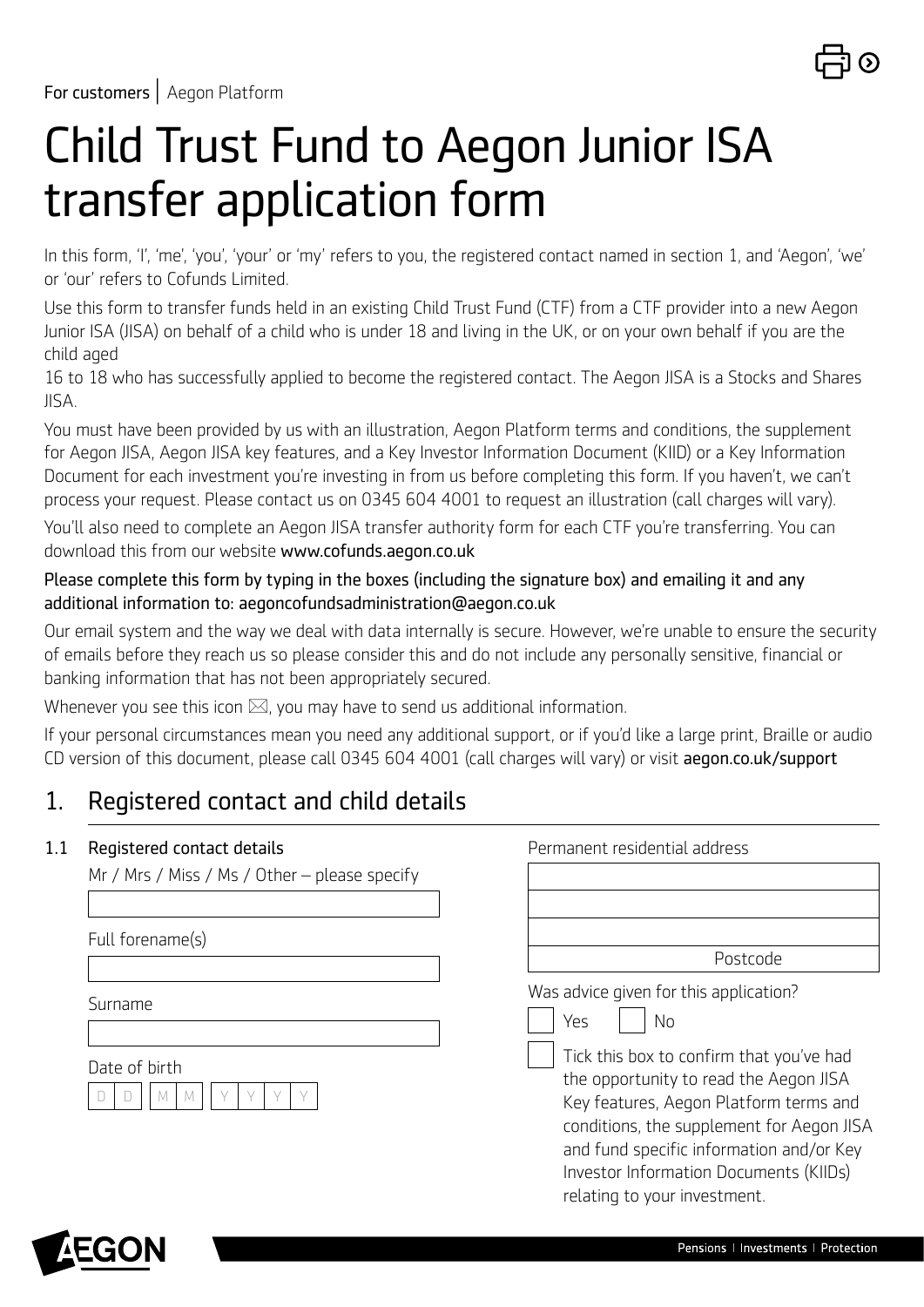For customers | Aegon Platform

# Child Trust Fund to Aegon Junior ISA transfer application form

In this form, 'I', 'me', 'you', 'your' or 'my' refers to you, the registered contact named in section 1, and 'Aegon', 'we' or 'our' refers to Cofunds Limited.

Use this form to transfer funds held in an existing Child Trust Fund (CTF) from a CTF provider into a new Aegon Junior ISA (JISA) on behalf of a child who is under 18 and living in the UK, or on your own behalf if you are the child aged 16 to 18 who has successfully applied to become the registered contact. The Aegon JISA is a Stocks and Shares JISA.

You must have been provided by us with an illustration, Aegon Platform terms and conditions, the supplement for Aegon JISA, Aegon JISA key features, and a Key Investor Information Document (KIID) or a Key Information Document for each investment you're investing in from us before completing this form. If you haven't, we can't process your request. Please contact us on 0345 604 4001 to request an illustration (call charges will vary).

You'll also need to complete an Aegon JISA transfer authority form for each CTF you're transferring. You can download this from our website www.cofunds.aegon.co.uk

**Please complete this form by typing in the boxes (including the signature box) and emailing it and any additional information to: aegoncofundsadministration@aegon.co.uk**

Our email system and the way we deal with data internally is secure. However, we're unable to ensure the security of emails before they reach us so please consider this and do not include any personally sensitive, financial or banking information that has not been appropriately secured.

Whenever you see this icon ✉, you may have to send us additional information.

If your personal circumstances mean you need any additional support, or if you'd like a large print, Braille or audio CD version of this document, please call 0345 604 4001 (call charges will vary) or visit aegon.co.uk/support

## 1. Registered contact and child details

### 1.1 Registered contact details

Mr / Mrs / Miss / Ms / Other – please specify

Full forename(s)

Surname

Date of birth

D D / M M / Y Y Y Y

Permanent residential address

Postcode

Was advice given for this application?

☐ Yes ☐ No

☐ Tick this box to confirm that you've had the opportunity to read the Aegon JISA Key features, Aegon Platform terms and conditions, the supplement for Aegon JISA and fund specific information and/or Key Investor Information Documents (KIIDs) relating to your investment.

Pensions | Investments | Protection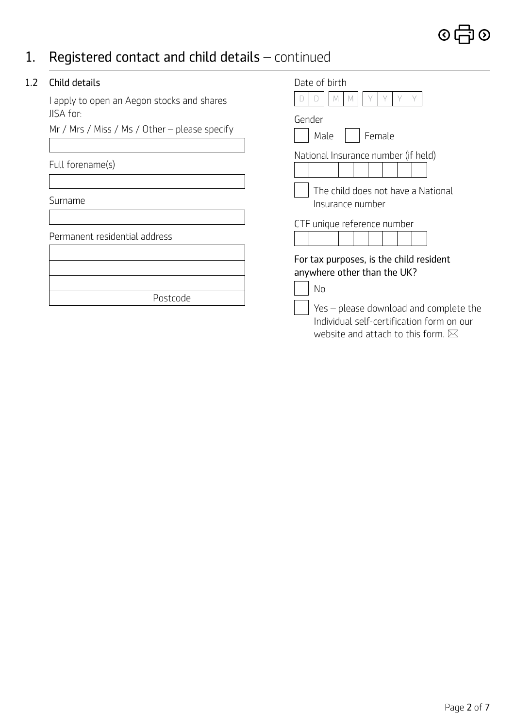# 1. Registered contact and child details – continued

## 1.2 Child details

I apply to open an Aegon stocks and shares JISA for:

Mr / Mrs / Miss / Ms / Other – please specify

Full forename(s)

Surname

Permanent residential address

Postcode

Date of birth

D D M M Y Y Y Y

Gender

☐ Male ☐ Female

National Insurance number (if held)

☐ The child does not have a National Insurance number

CTF unique reference number

For tax purposes, is the child resident anywhere other than the UK?

☐ No

☐ Yes – please download and complete the Individual self-certification form on our website and attach to this form.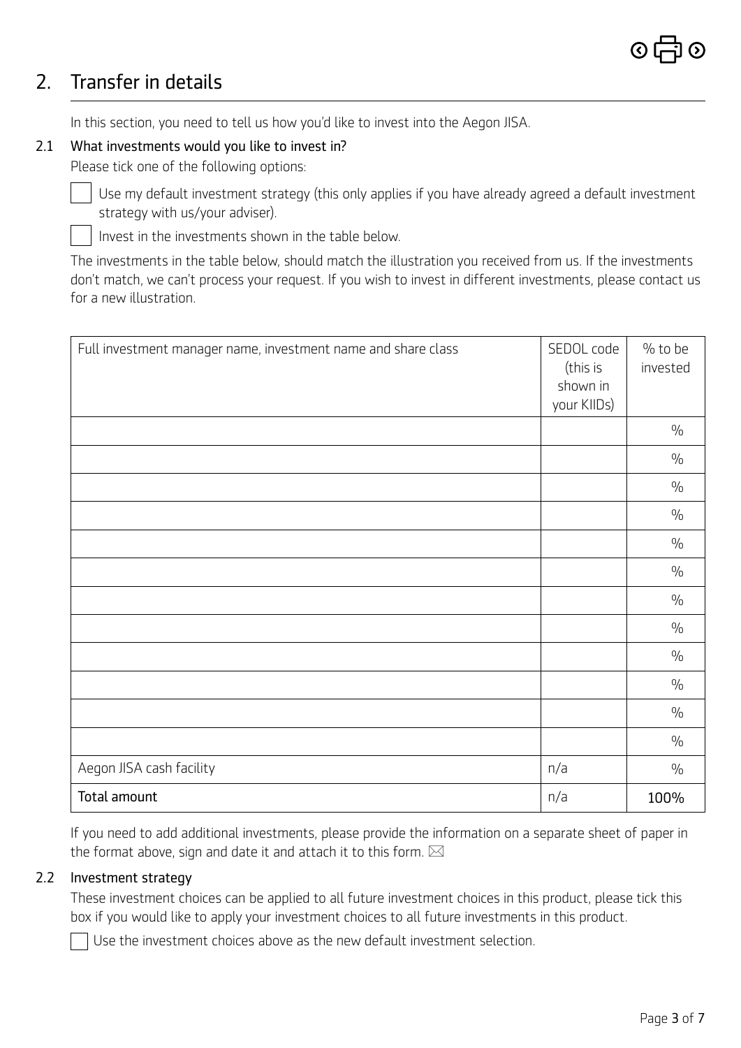## 2. Transfer in details

In this section, you need to tell us how you'd like to invest into the Aegon JISA.

### 2.1 What investments would you like to invest in?

Please tick one of the following options:

☐ Use my default investment strategy (this only applies if you have already agreed a default investment strategy with us/your adviser).

☐ Invest in the investments shown in the table below.

The investments in the table below, should match the illustration you received from us. If the investments don't match, we can't process your request. If you wish to invest in different investments, please contact us for a new illustration.

| Full investment manager name, investment name and share class | SEDOL code (this is shown in your KIIDs) | % to be invested |
|---|---|---|
| | | % |
| | | % |
| | | % |
| | | % |
| | | % |
| | | % |
| | | % |
| | | % |
| | | % |
| | | % |
| | | % |
| | | % |
| Aegon JISA cash facility | n/a | % |
| Total amount | n/a | 100% |

If you need to add additional investments, please provide the information on a separate sheet of paper in the format above, sign and date it and attach it to this form. ✉

### 2.2 Investment strategy

These investment choices can be applied to all future investment choices in this product, please tick this box if you would like to apply your investment choices to all future investments in this product.

☐ Use the investment choices above as the new default investment selection.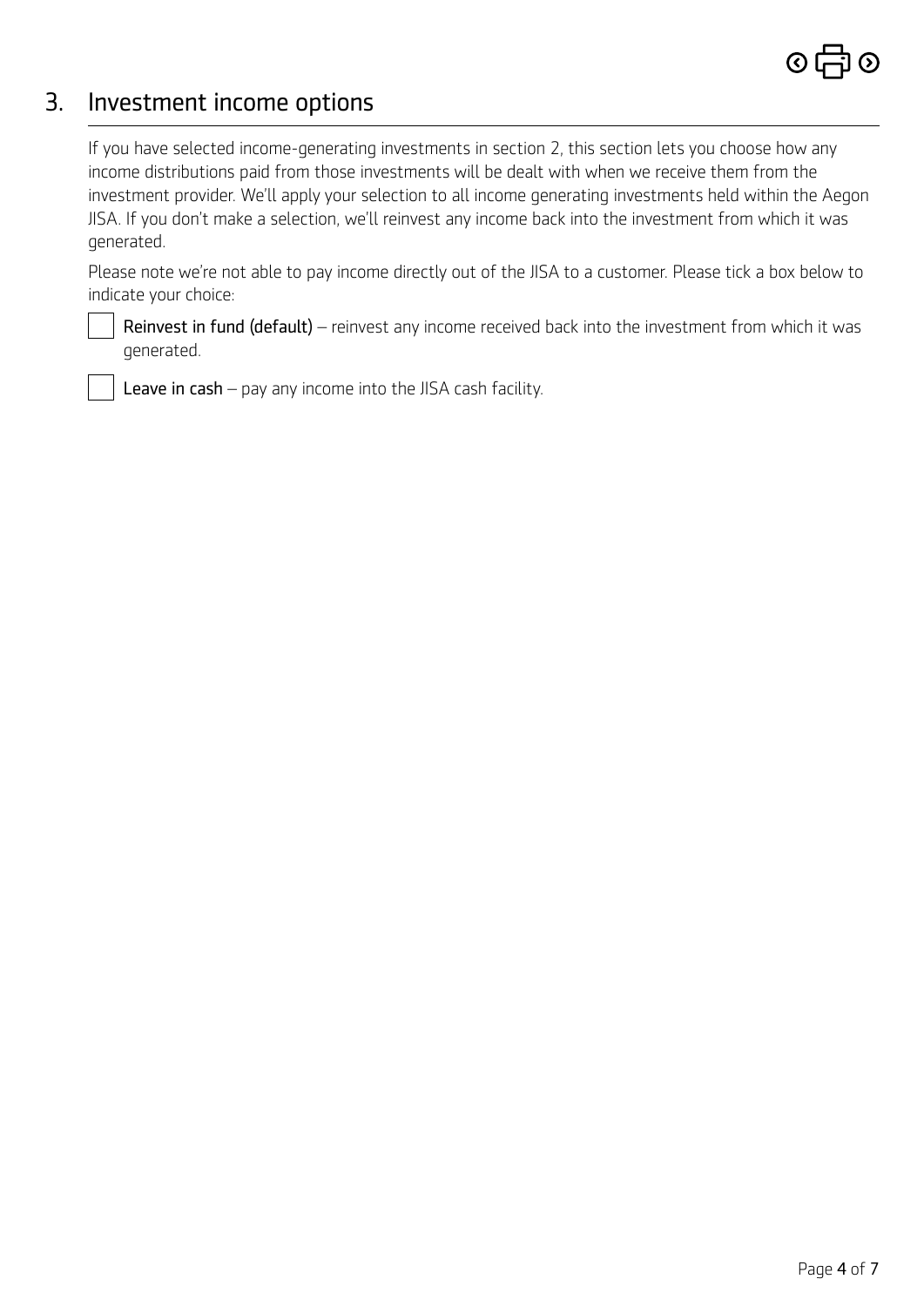## 3. Investment income options

If you have selected income-generating investments in section 2, this section lets you choose how any income distributions paid from those investments will be dealt with when we receive them from the investment provider. We'll apply your selection to all income generating investments held within the Aegon JISA. If you don't make a selection, we'll reinvest any income back into the investment from which it was generated.

Please note we're not able to pay income directly out of the JISA to a customer. Please tick a box below to indicate your choice:

☐ **Reinvest in fund (default)** – reinvest any income received back into the investment from which it was generated.

☐ **Leave in cash** – pay any income into the JISA cash facility.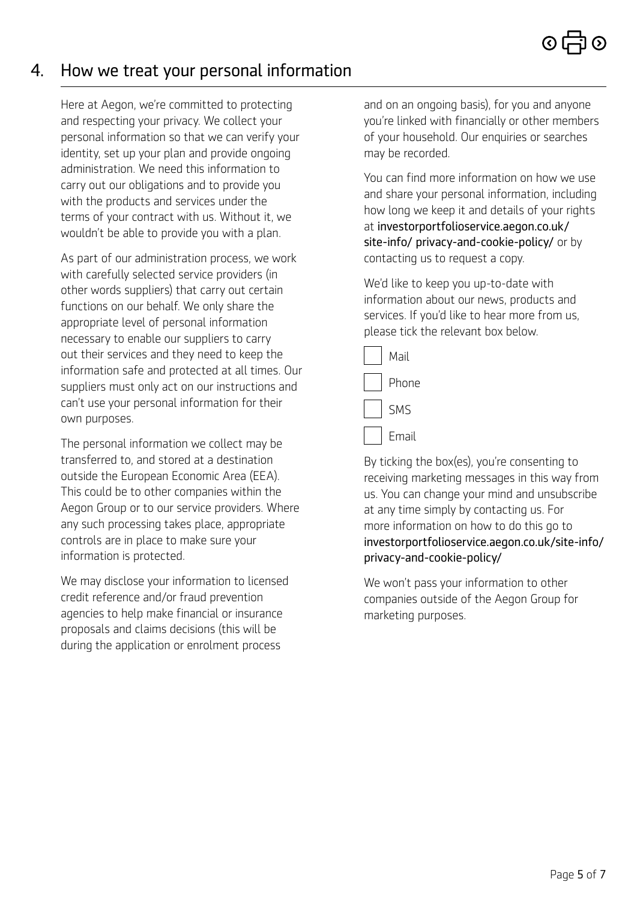## 4. How we treat your personal information

Here at Aegon, we're committed to protecting and respecting your privacy. We collect your personal information so that we can verify your identity, set up your plan and provide ongoing administration. We need this information to carry out our obligations and to provide you with the products and services under the terms of your contract with us. Without it, we wouldn't be able to provide you with a plan.

As part of our administration process, we work with carefully selected service providers (in other words suppliers) that carry out certain functions on our behalf. We only share the appropriate level of personal information necessary to enable our suppliers to carry out their services and they need to keep the information safe and protected at all times. Our suppliers must only act on our instructions and can't use your personal information for their own purposes.

The personal information we collect may be transferred to, and stored at a destination outside the European Economic Area (EEA). This could be to other companies within the Aegon Group or to our service providers. Where any such processing takes place, appropriate controls are in place to make sure your information is protected.

We may disclose your information to licensed credit reference and/or fraud prevention agencies to help make financial or insurance proposals and claims decisions (this will be during the application or enrolment process and on an ongoing basis), for you and anyone you're linked with financially or other members of your household. Our enquiries or searches may be recorded.

You can find more information on how we use and share your personal information, including how long we keep it and details of your rights at investorportfolioservice.aegon.co.uk/site-info/ privacy-and-cookie-policy/ or by contacting us to request a copy.

We'd like to keep you up-to-date with information about our news, products and services. If you'd like to hear more from us, please tick the relevant box below.

- ☐ Mail
- ☐ Phone
- ☐ SMS
- ☐ Email

By ticking the box(es), you're consenting to receiving marketing messages in this way from us. You can change your mind and unsubscribe at any time simply by contacting us. For more information on how to do this go to investorportfolioservice.aegon.co.uk/site-info/privacy-and-cookie-policy/

We won't pass your information to other companies outside of the Aegon Group for marketing purposes.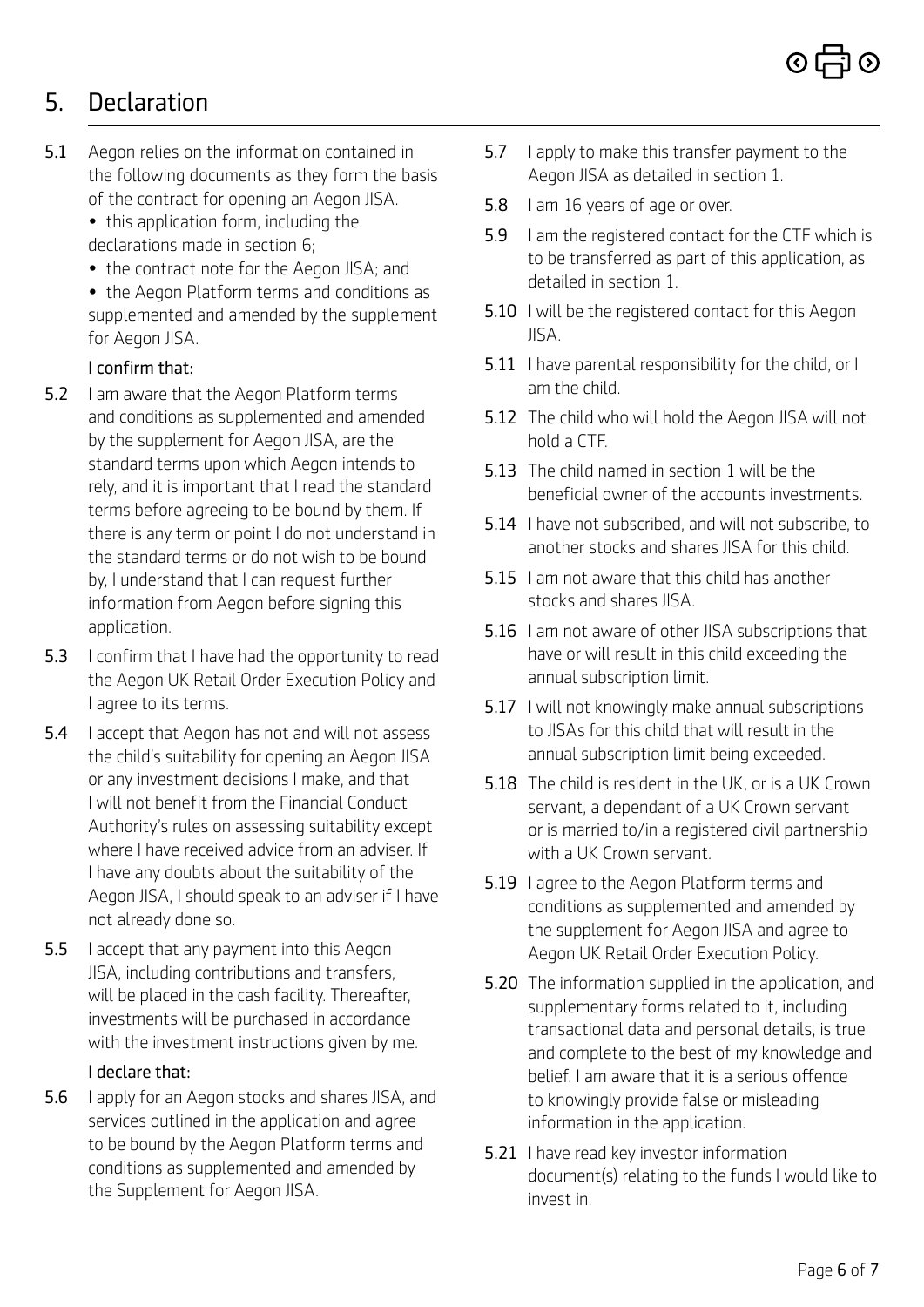## 5. Declaration

**5.1** Aegon relies on the information contained in the following documents as they form the basis of the contract for opening an Aegon JISA.

- this application form, including the declarations made in section 6;
- the contract note for the Aegon JISA; and
- the Aegon Platform terms and conditions as supplemented and amended by the supplement for Aegon JISA.

I confirm that:

**5.2** I am aware that the Aegon Platform terms and conditions as supplemented and amended by the supplement for Aegon JISA, are the standard terms upon which Aegon intends to rely, and it is important that I read the standard terms before agreeing to be bound by them. If there is any term or point I do not understand in the standard terms or do not wish to be bound by, I understand that I can request further information from Aegon before signing this application.

**5.3** I confirm that I have had the opportunity to read the Aegon UK Retail Order Execution Policy and I agree to its terms.

**5.4** I accept that Aegon has not and will not assess the child's suitability for opening an Aegon JISA or any investment decisions I make, and that I will not benefit from the Financial Conduct Authority's rules on assessing suitability except where I have received advice from an adviser. If I have any doubts about the suitability of the Aegon JISA, I should speak to an adviser if I have not already done so.

**5.5** I accept that any payment into this Aegon JISA, including contributions and transfers, will be placed in the cash facility. Thereafter, investments will be purchased in accordance with the investment instructions given by me.

I declare that:

**5.6** I apply for an Aegon stocks and shares JISA, and services outlined in the application and agree to be bound by the Aegon Platform terms and conditions as supplemented and amended by the Supplement for Aegon JISA.

**5.7** I apply to make this transfer payment to the Aegon JISA as detailed in section 1.

**5.8** I am 16 years of age or over.

**5.9** I am the registered contact for the CTF which is to be transferred as part of this application, as detailed in section 1.

**5.10** I will be the registered contact for this Aegon JISA.

**5.11** I have parental responsibility for the child, or I am the child.

**5.12** The child who will hold the Aegon JISA will not hold a CTF.

**5.13** The child named in section 1 will be the beneficial owner of the accounts investments.

**5.14** I have not subscribed, and will not subscribe, to another stocks and shares JISA for this child.

**5.15** I am not aware that this child has another stocks and shares JISA.

**5.16** I am not aware of other JISA subscriptions that have or will result in this child exceeding the annual subscription limit.

**5.17** I will not knowingly make annual subscriptions to JISAs for this child that will result in the annual subscription limit being exceeded.

**5.18** The child is resident in the UK, or is a UK Crown servant, a dependant of a UK Crown servant or is married to/in a registered civil partnership with a UK Crown servant.

**5.19** I agree to the Aegon Platform terms and conditions as supplemented and amended by the supplement for Aegon JISA and agree to Aegon UK Retail Order Execution Policy.

**5.20** The information supplied in the application, and supplementary forms related to it, including transactional data and personal details, is true and complete to the best of my knowledge and belief. I am aware that it is a serious offence to knowingly provide false or misleading information in the application.

**5.21** I have read key investor information document(s) relating to the funds I would like to invest in.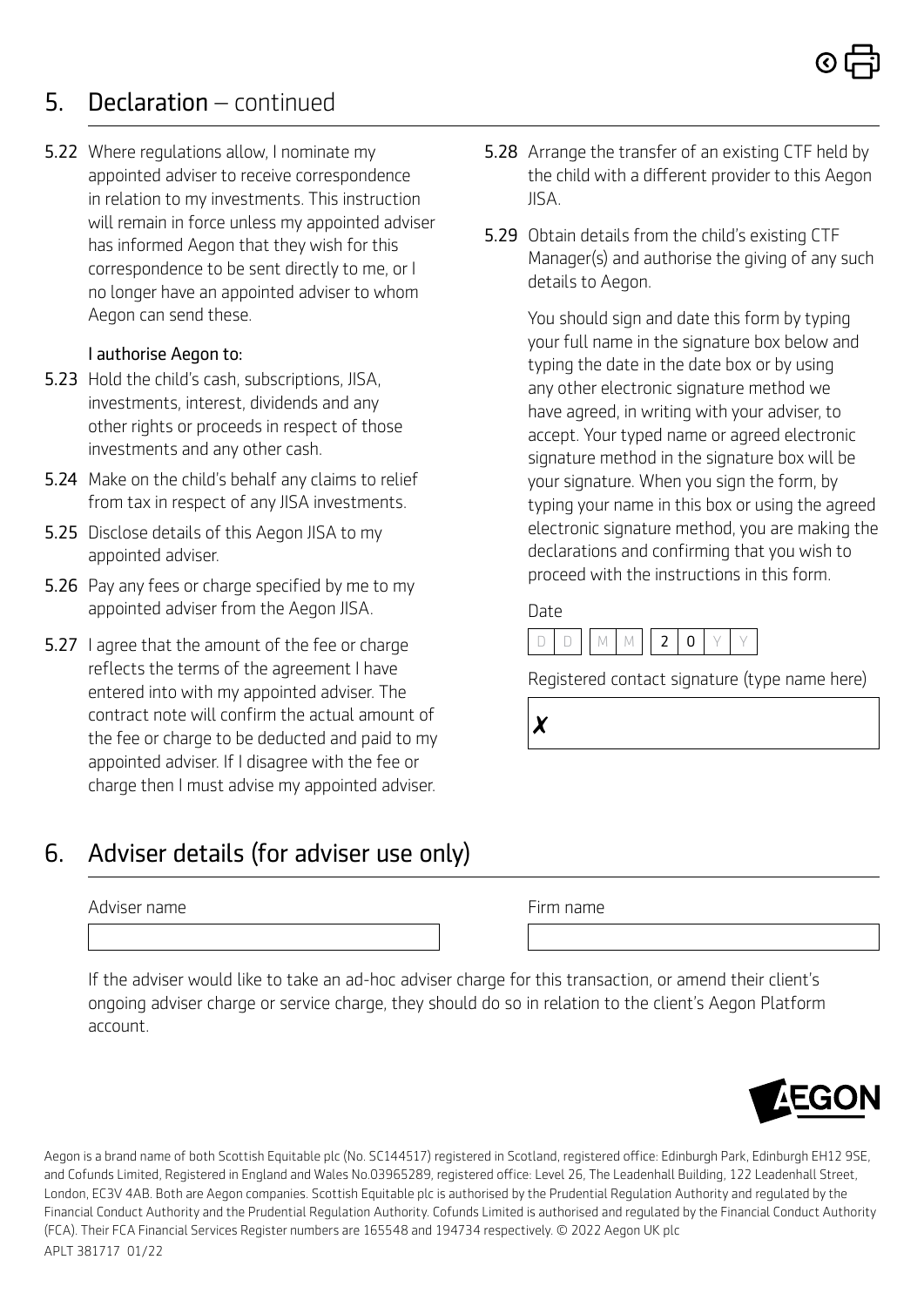## 5. Declaration – continued

**5.22** Where regulations allow, I nominate my appointed adviser to receive correspondence in relation to my investments. This instruction will remain in force unless my appointed adviser has informed Aegon that they wish for this correspondence to be sent directly to me, or I no longer have an appointed adviser to whom Aegon can send these.

I authorise Aegon to:

**5.23** Hold the child's cash, subscriptions, JISA, investments, interest, dividends and any other rights or proceeds in respect of those investments and any other cash.

**5.24** Make on the child's behalf any claims to relief from tax in respect of any JISA investments.

**5.25** Disclose details of this Aegon JISA to my appointed adviser.

**5.26** Pay any fees or charge specified by me to my appointed adviser from the Aegon JISA.

**5.27** I agree that the amount of the fee or charge reflects the terms of the agreement I have entered into with my appointed adviser. The contract note will confirm the actual amount of the fee or charge to be deducted and paid to my appointed adviser. If I disagree with the fee or charge then I must advise my appointed adviser.

**5.28** Arrange the transfer of an existing CTF held by the child with a different provider to this Aegon JISA.

**5.29** Obtain details from the child's existing CTF Manager(s) and authorise the giving of any such details to Aegon.

You should sign and date this form by typing your full name in the signature box below and typing the date in the date box or by using any other electronic signature method we have agreed, in writing with your adviser, to accept. Your typed name or agreed electronic signature method in the signature box will be your signature. When you sign the form, by typing your name in this box or using the agreed electronic signature method, you are making the declarations and confirming that you wish to proceed with the instructions in this form.

Date

D D M M 2 0 Y Y

Registered contact signature (type name here)

✗

## 6. Adviser details (for adviser use only)

Adviser name

Firm name

If the adviser would like to take an ad-hoc adviser charge for this transaction, or amend their client's ongoing adviser charge or service charge, they should do so in relation to the client's Aegon Platform account.

AEGON

Aegon is a brand name of both Scottish Equitable plc (No. SC144517) registered in Scotland, registered office: Edinburgh Park, Edinburgh EH12 9SE, and Cofunds Limited, Registered in England and Wales No.03965289, registered office: Level 26, The Leadenhall Building, 122 Leadenhall Street, London, EC3V 4AB. Both are Aegon companies. Scottish Equitable plc is authorised by the Prudential Regulation Authority and regulated by the Financial Conduct Authority and the Prudential Regulation Authority. Cofunds Limited is authorised and regulated by the Financial Conduct Authority (FCA). Their FCA Financial Services Register numbers are 165548 and 194734 respectively. © 2022 Aegon UK plc

APLT 381717 01/22